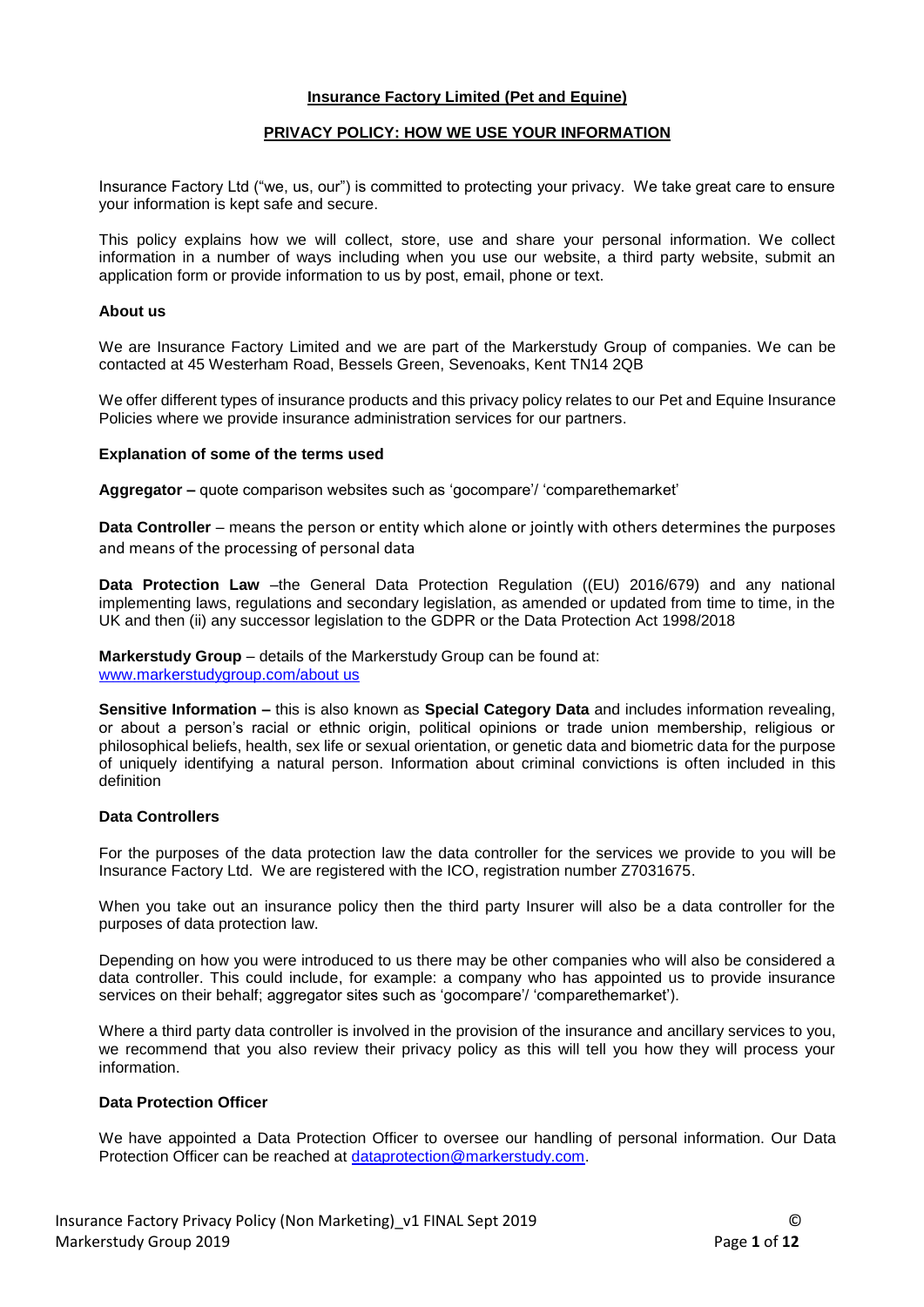# Insurance Factory Limited (Pet and Equine)

## PRIVACY POLICY: HOW WE USE YOUR INFORMATION

Insurance Factory Ltd ("we, us, our") is committed to protecting your privacy. We take great care to ensure your information is kept safe and secure.

This policy explains how we will collect, store, use and share your personal information. We collect information in a number of ways including when you use our website, a third party website, submit an application form or provide information to us by post, email, phone or text.

### About us

We are Insurance Factory Limited and we are part of the Markerstudy Group of companies. We can be contacted at 45 Westerham Road, Bessels Green, Sevenoaks, Kent TN14 2QB

We offer different types of insurance products and this privacy policy relates to our Pet and Equine Insurance Policies where we provide insurance administration services for our partners.

### Explanation of some of the terms used

**Aggregator –** quote comparison websites such as 'gocompare'/ 'comparethemarket'

**Data Controller** – means the person or entity which alone or jointly with others determines the purposes and means of the processing of personal data

**Data Protection Law** –the General Data Protection Regulation ((EU) 2016/679) and any national implementing laws, regulations and secondary legislation, as amended or updated from time to time, in the UK and then (ii) any successor legislation to the GDPR or the Data Protection Act 1998/2018

**Markerstudy Group** – details of the Markerstudy Group can be found at: www.markerstudygroup.com/about us

**Sensitive Information –** this is also known as **Special Category Data** and includes information revealing, or about a person's racial or ethnic origin, political opinions or trade union membership, religious or philosophical beliefs, health, sex life or sexual orientation, or genetic data and biometric data for the purpose of uniquely identifying a natural person. Information about criminal convictions is often included in this definition

### Data Controllers

For the purposes of the data protection law the data controller for the services we provide to you will be Insurance Factory Ltd. We are registered with the ICO, registration number Z7031675.

When you take out an insurance policy then the third party Insurer will also be a data controller for the purposes of data protection law.

Depending on how you were introduced to us there may be other companies who will also be considered a data controller. This could include, for example: a company who has appointed us to provide insurance services on their behalf; aggregator sites such as 'gocompare'/ 'comparethemarket').

Where a third party data controller is involved in the provision of the insurance and ancillary services to you, we recommend that you also review their privacy policy as this will tell you how they will process your information.

### Data Protection Officer

We have appointed a Data Protection Officer to oversee our handling of personal information. Our Data Protection Officer can be reached at dataprotection@markerstudy.com.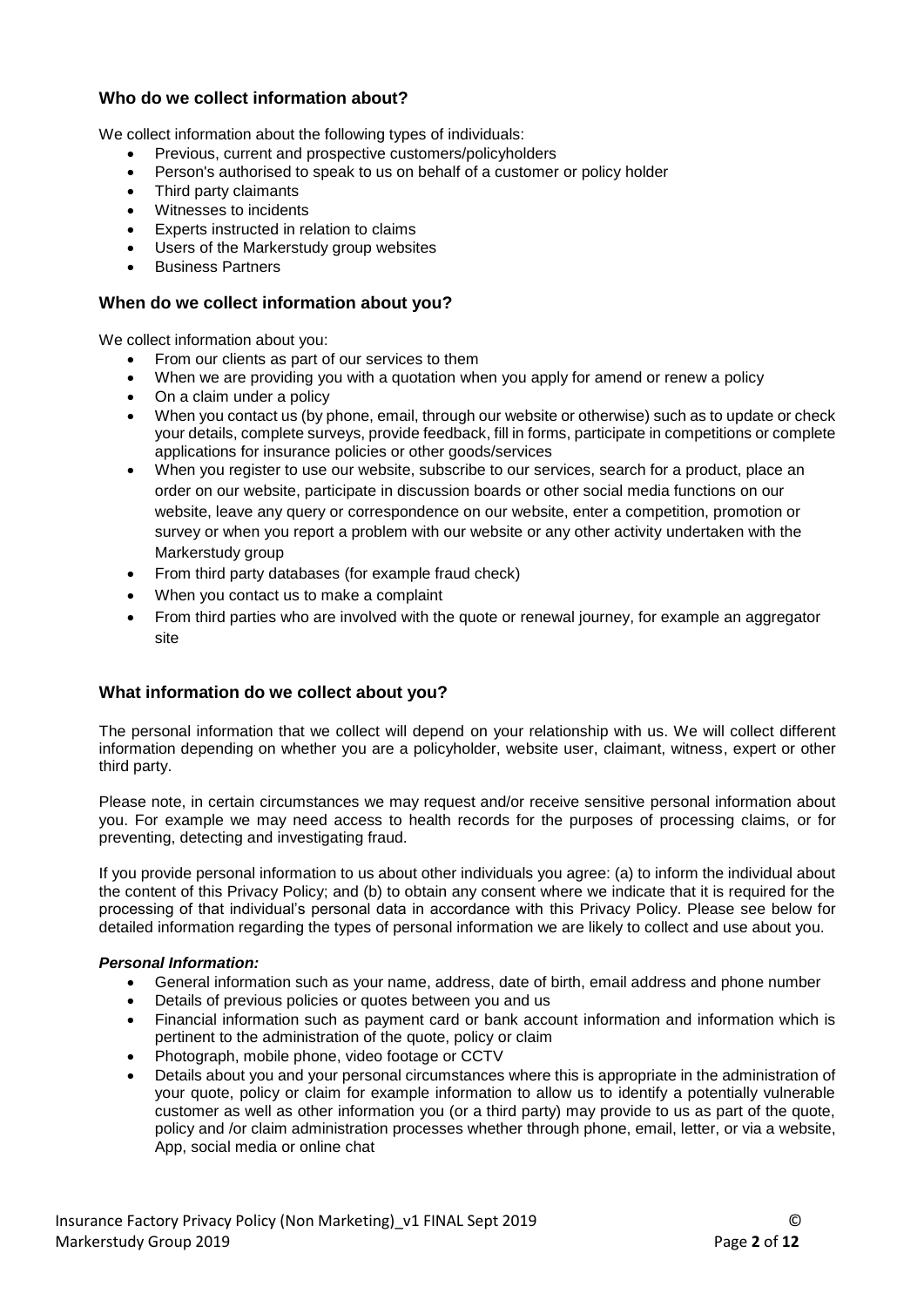## Who do we collect information about?

We collect information about the following types of individuals:

- Previous, current and prospective customers/policyholders
- Person's authorised to speak to us on behalf of a customer or policy holder
- Third party claimants
- Witnesses to incidents
- Experts instructed in relation to claims
- Users of the Markerstudy group websites
- Business Partners

## When do we collect information about you?

We collect information about you:

- From our clients as part of our services to them
- When we are providing you with a quotation when you apply for amend or renew a policy
- On a claim under a policy
- When you contact us (by phone, email, through our website or otherwise) such as to update or check your details, complete surveys, provide feedback, fill in forms, participate in competitions or complete applications for insurance policies or other goods/services
- When you register to use our website, subscribe to our services, search for a product, place an order on our website, participate in discussion boards or other social media functions on our website, leave any query or correspondence on our website, enter a competition, promotion or survey or when you report a problem with our website or any other activity undertaken with the Markerstudy group
- From third party databases (for example fraud check)
- When you contact us to make a complaint
- From third parties who are involved with the quote or renewal journey, for example an aggregator site

## What information do we collect about you?

The personal information that we collect will depend on your relationship with us. We will collect different information depending on whether you are a policyholder, website user, claimant, witness, expert or other third party.

Please note, in certain circumstances we may request and/or receive sensitive personal information about you. For example we may need access to health records for the purposes of processing claims, or for preventing, detecting and investigating fraud.

If you provide personal information to us about other individuals you agree: (a) to inform the individual about the content of this Privacy Policy; and (b) to obtain any consent where we indicate that it is required for the processing of that individual's personal data in accordance with this Privacy Policy. Please see below for detailed information regarding the types of personal information we are likely to collect and use about you.

***Personal Information:***

- General information such as your name, address, date of birth, email address and phone number
- Details of previous policies or quotes between you and us
- Financial information such as payment card or bank account information and information which is pertinent to the administration of the quote, policy or claim
- Photograph, mobile phone, video footage or CCTV
- Details about you and your personal circumstances where this is appropriate in the administration of your quote, policy or claim for example information to allow us to identify a potentially vulnerable customer as well as other information you (or a third party) may provide to us as part of the quote, policy and /or claim administration processes whether through phone, email, letter, or via a website, App, social media or online chat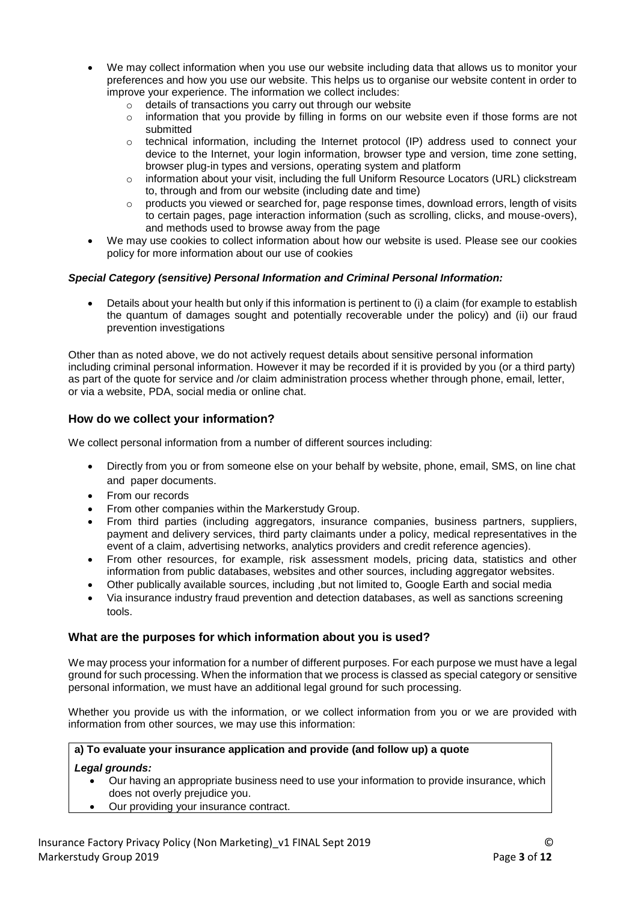- We may collect information when you use our website including data that allows us to monitor your preferences and how you use our website. This helps us to organise our website content in order to improve your experience. The information we collect includes:
    - details of transactions you carry out through our website
    - information that you provide by filling in forms on our website even if those forms are not submitted
    - technical information, including the Internet protocol (IP) address used to connect your device to the Internet, your login information, browser type and version, time zone setting, browser plug-in types and versions, operating system and platform
    - information about your visit, including the full Uniform Resource Locators (URL) clickstream to, through and from our website (including date and time)
    - products you viewed or searched for, page response times, download errors, length of visits to certain pages, page interaction information (such as scrolling, clicks, and mouse-overs), and methods used to browse away from the page
- We may use cookies to collect information about how our website is used. Please see our cookies policy for more information about our use of cookies

***Special Category (sensitive) Personal Information and Criminal Personal Information:***

- Details about your health but only if this information is pertinent to (i) a claim (for example to establish the quantum of damages sought and potentially recoverable under the policy) and (ii) our fraud prevention investigations

Other than as noted above, we do not actively request details about sensitive personal information including criminal personal information. However it may be recorded if it is provided by you (or a third party) as part of the quote for service and /or claim administration process whether through phone, email, letter, or via a website, PDA, social media or online chat.

## How do we collect your information?

We collect personal information from a number of different sources including:

- Directly from you or from someone else on your behalf by website, phone, email, SMS, on line chat and paper documents.
- From our records
- From other companies within the Markerstudy Group.
- From third parties (including aggregators, insurance companies, business partners, suppliers, payment and delivery services, third party claimants under a policy, medical representatives in the event of a claim, advertising networks, analytics providers and credit reference agencies).
- From other resources, for example, risk assessment models, pricing data, statistics and other information from public databases, websites and other sources, including aggregator websites.
- Other publically available sources, including ,but not limited to, Google Earth and social media
- Via insurance industry fraud prevention and detection databases, as well as sanctions screening tools.

## What are the purposes for which information about you is used?

We may process your information for a number of different purposes. For each purpose we must have a legal ground for such processing. When the information that we process is classed as special category or sensitive personal information, we must have an additional legal ground for such processing.

Whether you provide us with the information, or we collect information from you or we are provided with information from other sources, we may use this information:

**a) To evaluate your insurance application and provide (and follow up) a quote**

***Legal grounds:***

- Our having an appropriate business need to use your information to provide insurance, which does not overly prejudice you.
- Our providing your insurance contract.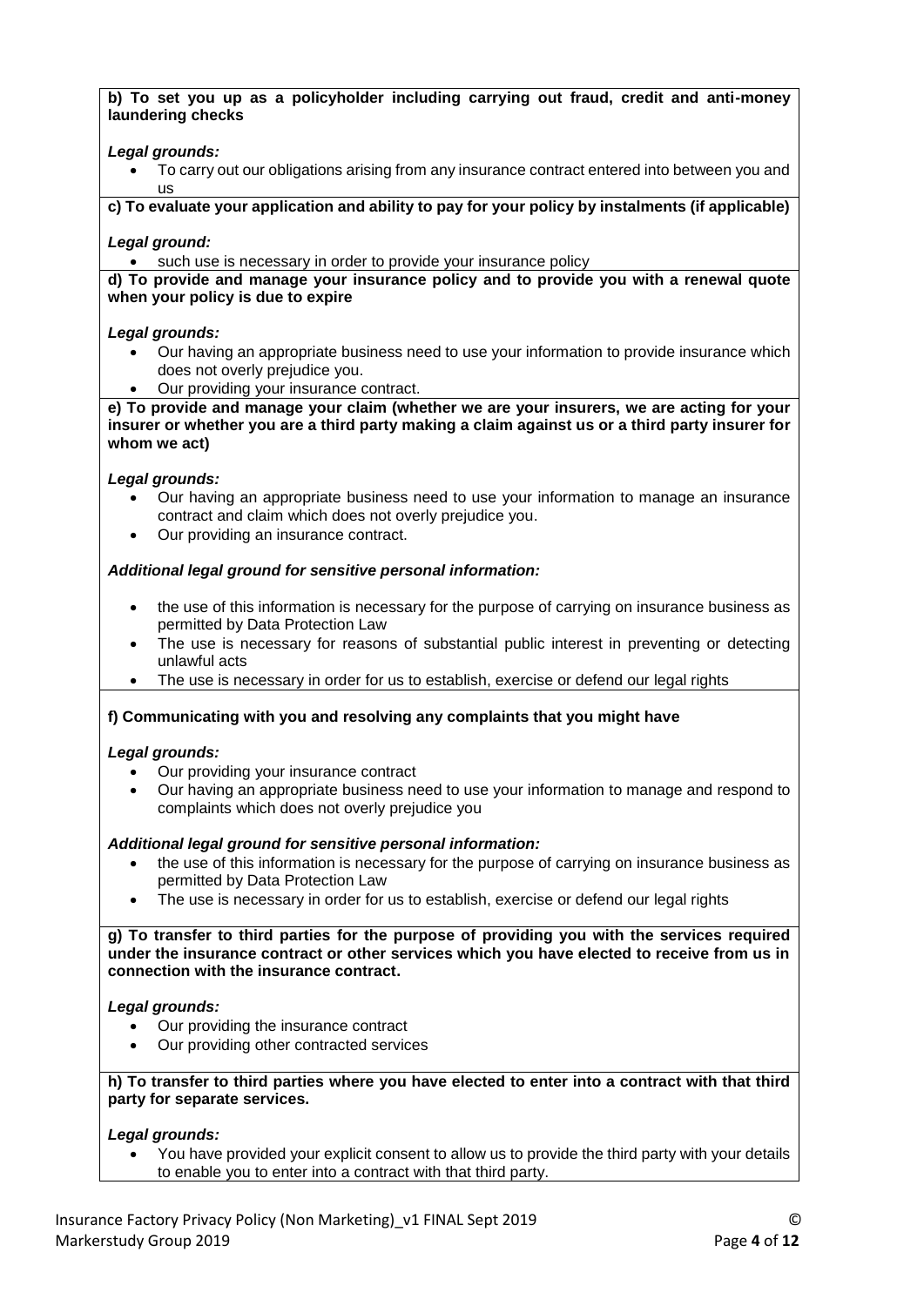**b) To set you up as a policyholder including carrying out fraud, credit and anti-money laundering checks**

***Legal grounds:***

- To carry out our obligations arising from any insurance contract entered into between you and us

**c) To evaluate your application and ability to pay for your policy by instalments (if applicable)**

***Legal ground:***

- such use is necessary in order to provide your insurance policy

**d) To provide and manage your insurance policy and to provide you with a renewal quote when your policy is due to expire**

***Legal grounds:***

- Our having an appropriate business need to use your information to provide insurance which does not overly prejudice you.
- Our providing your insurance contract.

**e) To provide and manage your claim (whether we are your insurers, we are acting for your insurer or whether you are a third party making a claim against us or a third party insurer for whom we act)**

***Legal grounds:***

- Our having an appropriate business need to use your information to manage an insurance contract and claim which does not overly prejudice you.
- Our providing an insurance contract.

***Additional legal ground for sensitive personal information:***

- the use of this information is necessary for the purpose of carrying on insurance business as permitted by Data Protection Law
- The use is necessary for reasons of substantial public interest in preventing or detecting unlawful acts
- The use is necessary in order for us to establish, exercise or defend our legal rights

**f) Communicating with you and resolving any complaints that you might have**

***Legal grounds:***

- Our providing your insurance contract
- Our having an appropriate business need to use your information to manage and respond to complaints which does not overly prejudice you

***Additional legal ground for sensitive personal information:***

- the use of this information is necessary for the purpose of carrying on insurance business as permitted by Data Protection Law
- The use is necessary in order for us to establish, exercise or defend our legal rights

**g) To transfer to third parties for the purpose of providing you with the services required under the insurance contract or other services which you have elected to receive from us in connection with the insurance contract.**

***Legal grounds:***

- Our providing the insurance contract
- Our providing other contracted services

**h) To transfer to third parties where you have elected to enter into a contract with that third party for separate services.**

***Legal grounds:***

- You have provided your explicit consent to allow us to provide the third party with your details to enable you to enter into a contract with that third party.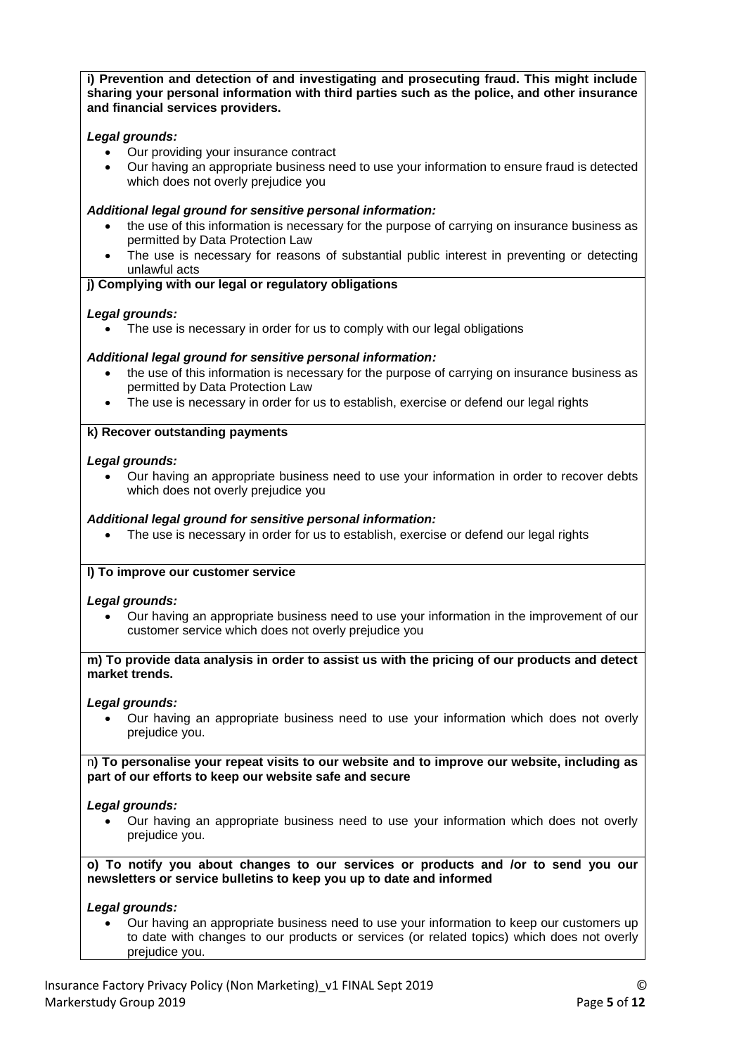**i) Prevention and detection of and investigating and prosecuting fraud. This might include sharing your personal information with third parties such as the police, and other insurance and financial services providers.**

***Legal grounds:***

- Our providing your insurance contract
- Our having an appropriate business need to use your information to ensure fraud is detected which does not overly prejudice you

***Additional legal ground for sensitive personal information:***

- the use of this information is necessary for the purpose of carrying on insurance business as permitted by Data Protection Law
- The use is necessary for reasons of substantial public interest in preventing or detecting unlawful acts

**j) Complying with our legal or regulatory obligations**

***Legal grounds:***

- The use is necessary in order for us to comply with our legal obligations

***Additional legal ground for sensitive personal information:***

- the use of this information is necessary for the purpose of carrying on insurance business as permitted by Data Protection Law
- The use is necessary in order for us to establish, exercise or defend our legal rights

**k) Recover outstanding payments**

***Legal grounds:***

- Our having an appropriate business need to use your information in order to recover debts which does not overly prejudice you

***Additional legal ground for sensitive personal information:***

- The use is necessary in order for us to establish, exercise or defend our legal rights

**l) To improve our customer service**

***Legal grounds:***

- Our having an appropriate business need to use your information in the improvement of our customer service which does not overly prejudice you

**m) To provide data analysis in order to assist us with the pricing of our products and detect market trends.**

***Legal grounds:***

- Our having an appropriate business need to use your information which does not overly prejudice you.

n**) To personalise your repeat visits to our website and to improve our website, including as part of our efforts to keep our website safe and secure**

***Legal grounds:***

- Our having an appropriate business need to use your information which does not overly prejudice you.

**o) To notify you about changes to our services or products and /or to send you our newsletters or service bulletins to keep you up to date and informed**

***Legal grounds:***

- Our having an appropriate business need to use your information to keep our customers up to date with changes to our products or services (or related topics) which does not overly prejudice you.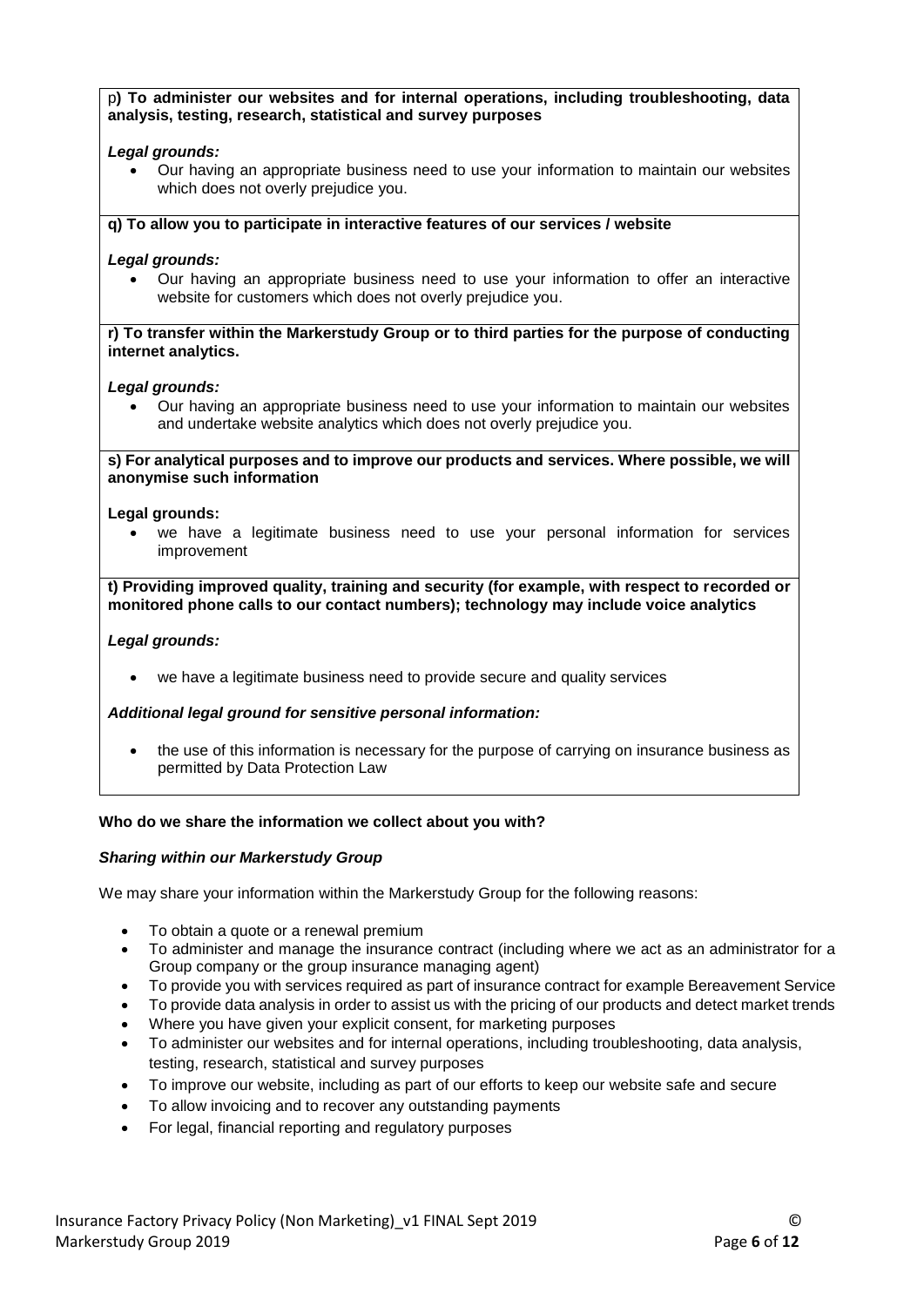**p) To administer our websites and for internal operations, including troubleshooting, data analysis, testing, research, statistical and survey purposes**

***Legal grounds:***

- Our having an appropriate business need to use your information to maintain our websites which does not overly prejudice you.

**q) To allow you to participate in interactive features of our services / website**

***Legal grounds:***

- Our having an appropriate business need to use your information to offer an interactive website for customers which does not overly prejudice you.

**r) To transfer within the Markerstudy Group or to third parties for the purpose of conducting internet analytics.**

***Legal grounds:***

- Our having an appropriate business need to use your information to maintain our websites and undertake website analytics which does not overly prejudice you.

**s) For analytical purposes and to improve our products and services. Where possible, we will anonymise such information**

**Legal grounds:**

- we have a legitimate business need to use your personal information for services improvement

**t) Providing improved quality, training and security (for example, with respect to recorded or monitored phone calls to our contact numbers); technology may include voice analytics**

***Legal grounds:***

- we have a legitimate business need to provide secure and quality services

***Additional legal ground for sensitive personal information:***

- the use of this information is necessary for the purpose of carrying on insurance business as permitted by Data Protection Law

**Who do we share the information we collect about you with?**

***Sharing within our Markerstudy Group***

We may share your information within the Markerstudy Group for the following reasons:

- To obtain a quote or a renewal premium
- To administer and manage the insurance contract (including where we act as an administrator for a Group company or the group insurance managing agent)
- To provide you with services required as part of insurance contract for example Bereavement Service
- To provide data analysis in order to assist us with the pricing of our products and detect market trends
- Where you have given your explicit consent, for marketing purposes
- To administer our websites and for internal operations, including troubleshooting, data analysis, testing, research, statistical and survey purposes
- To improve our website, including as part of our efforts to keep our website safe and secure
- To allow invoicing and to recover any outstanding payments
- For legal, financial reporting and regulatory purposes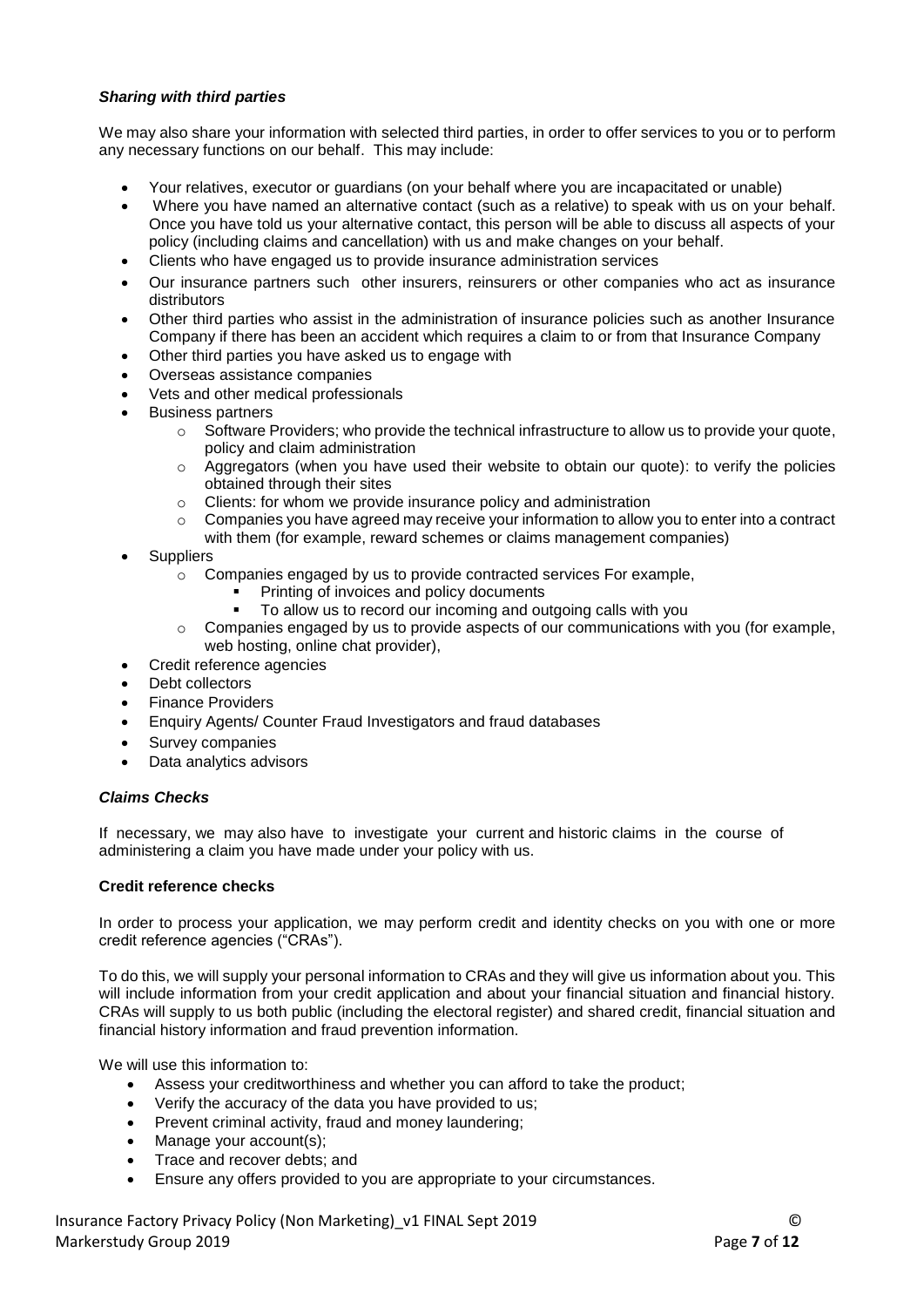### *Sharing with third parties*

We may also share your information with selected third parties, in order to offer services to you or to perform any necessary functions on our behalf. This may include:

- Your relatives, executor or guardians (on your behalf where you are incapacitated or unable)
- Where you have named an alternative contact (such as a relative) to speak with us on your behalf. Once you have told us your alternative contact, this person will be able to discuss all aspects of your policy (including claims and cancellation) with us and make changes on your behalf.
- Clients who have engaged us to provide insurance administration services
- Our insurance partners such other insurers, reinsurers or other companies who act as insurance distributors
- Other third parties who assist in the administration of insurance policies such as another Insurance Company if there has been an accident which requires a claim to or from that Insurance Company
- Other third parties you have asked us to engage with
- Overseas assistance companies
- Vets and other medical professionals
- Business partners
  - Software Providers; who provide the technical infrastructure to allow us to provide your quote, policy and claim administration
  - Aggregators (when you have used their website to obtain our quote): to verify the policies obtained through their sites
  - Clients: for whom we provide insurance policy and administration
  - Companies you have agreed may receive your information to allow you to enter into a contract with them (for example, reward schemes or claims management companies)
- Suppliers
  - Companies engaged by us to provide contracted services For example,
    - Printing of invoices and policy documents
    - To allow us to record our incoming and outgoing calls with you
  - Companies engaged by us to provide aspects of our communications with you (for example, web hosting, online chat provider),
- Credit reference agencies
- Debt collectors
- Finance Providers
- Enquiry Agents/ Counter Fraud Investigators and fraud databases
- Survey companies
- Data analytics advisors

### *Claims Checks*

If necessary, we may also have to investigate your current and historic claims in the course of administering a claim you have made under your policy with us.

### **Credit reference checks**

In order to process your application, we may perform credit and identity checks on you with one or more credit reference agencies ("CRAs").

To do this, we will supply your personal information to CRAs and they will give us information about you. This will include information from your credit application and about your financial situation and financial history. CRAs will supply to us both public (including the electoral register) and shared credit, financial situation and financial history information and fraud prevention information.

We will use this information to:

- Assess your creditworthiness and whether you can afford to take the product;
- Verify the accuracy of the data you have provided to us;
- Prevent criminal activity, fraud and money laundering;
- Manage your account(s);
- Trace and recover debts; and
- Ensure any offers provided to you are appropriate to your circumstances.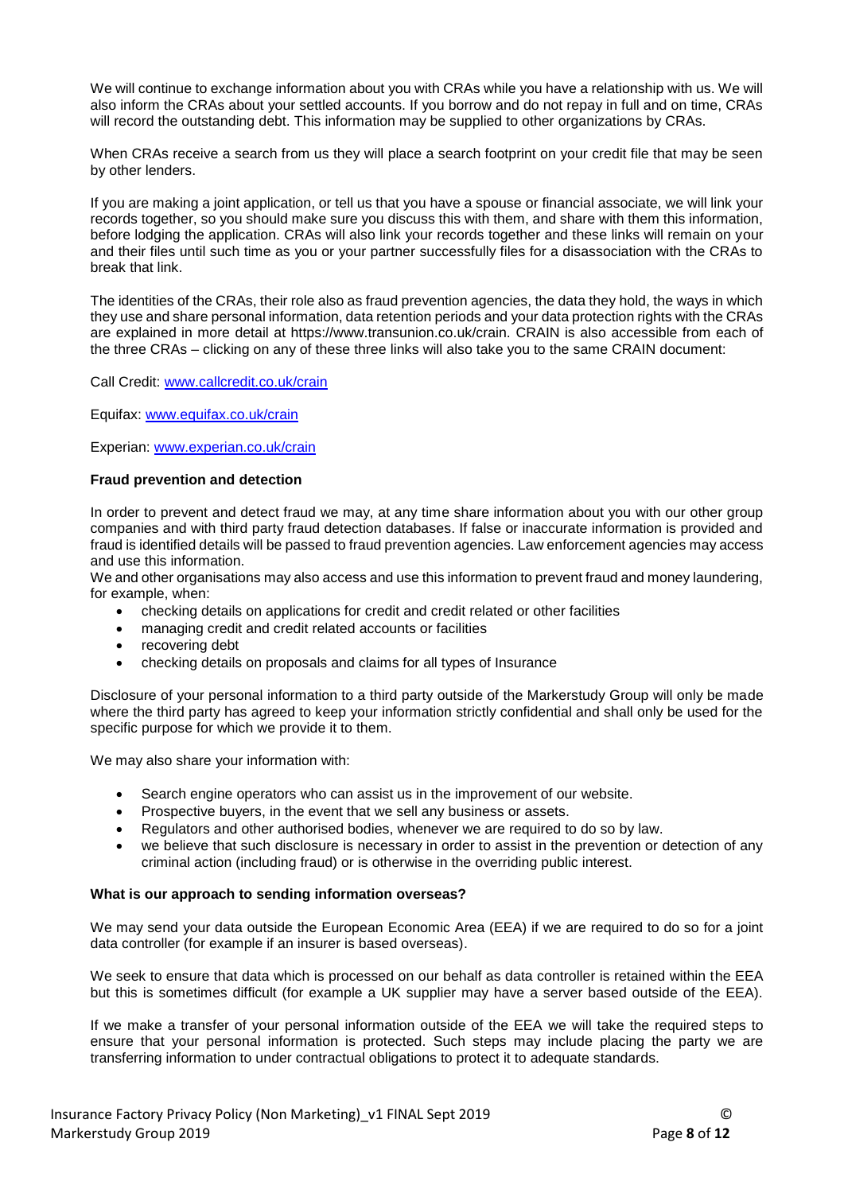We will continue to exchange information about you with CRAs while you have a relationship with us. We will also inform the CRAs about your settled accounts. If you borrow and do not repay in full and on time, CRAs will record the outstanding debt. This information may be supplied to other organizations by CRAs.

When CRAs receive a search from us they will place a search footprint on your credit file that may be seen by other lenders.

If you are making a joint application, or tell us that you have a spouse or financial associate, we will link your records together, so you should make sure you discuss this with them, and share with them this information, before lodging the application. CRAs will also link your records together and these links will remain on your and their files until such time as you or your partner successfully files for a disassociation with the CRAs to break that link.

The identities of the CRAs, their role also as fraud prevention agencies, the data they hold, the ways in which they use and share personal information, data retention periods and your data protection rights with the CRAs are explained in more detail at https://www.transunion.co.uk/crain. CRAIN is also accessible from each of the three CRAs – clicking on any of these three links will also take you to the same CRAIN document:

Call Credit: [www.callcredit.co.uk/crain](www.callcredit.co.uk/crain)

Equifax: [www.equifax.co.uk/crain](www.equifax.co.uk/crain)

Experian: [www.experian.co.uk/crain](www.experian.co.uk/crain)

**Fraud prevention and detection**

In order to prevent and detect fraud we may, at any time share information about you with our other group companies and with third party fraud detection databases. If false or inaccurate information is provided and fraud is identified details will be passed to fraud prevention agencies. Law enforcement agencies may access and use this information.
We and other organisations may also access and use this information to prevent fraud and money laundering, for example, when:

- checking details on applications for credit and credit related or other facilities
- managing credit and credit related accounts or facilities
- recovering debt
- checking details on proposals and claims for all types of Insurance

Disclosure of your personal information to a third party outside of the Markerstudy Group will only be made where the third party has agreed to keep your information strictly confidential and shall only be used for the specific purpose for which we provide it to them.

We may also share your information with:

- Search engine operators who can assist us in the improvement of our website.
- Prospective buyers, in the event that we sell any business or assets.
- Regulators and other authorised bodies, whenever we are required to do so by law.
- we believe that such disclosure is necessary in order to assist in the prevention or detection of any criminal action (including fraud) or is otherwise in the overriding public interest.

**What is our approach to sending information overseas?**

We may send your data outside the European Economic Area (EEA) if we are required to do so for a joint data controller (for example if an insurer is based overseas).

We seek to ensure that data which is processed on our behalf as data controller is retained within the EEA but this is sometimes difficult (for example a UK supplier may have a server based outside of the EEA).

If we make a transfer of your personal information outside of the EEA we will take the required steps to ensure that your personal information is protected. Such steps may include placing the party we are transferring information to under contractual obligations to protect it to adequate standards.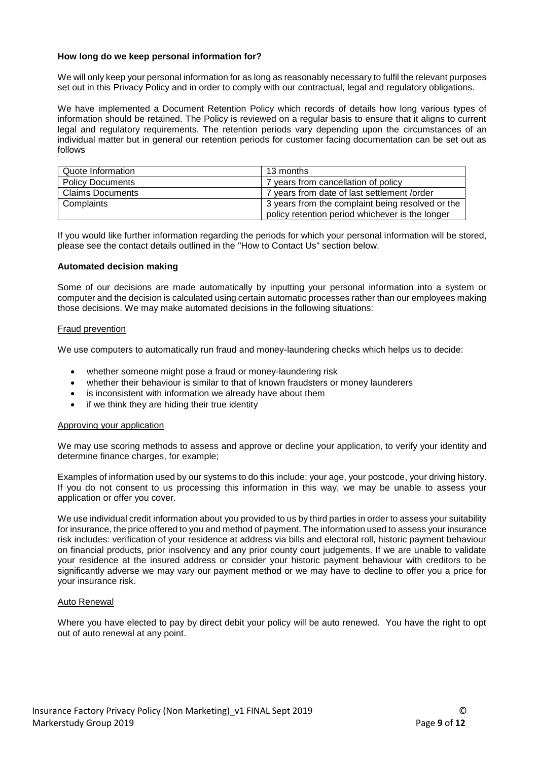**How long do we keep personal information for?**

We will only keep your personal information for as long as reasonably necessary to fulfil the relevant purposes set out in this Privacy Policy and in order to comply with our contractual, legal and regulatory obligations.

We have implemented a Document Retention Policy which records of details how long various types of information should be retained. The Policy is reviewed on a regular basis to ensure that it aligns to current legal and regulatory requirements. The retention periods vary depending upon the circumstances of an individual matter but in general our retention periods for customer facing documentation can be set out as follows

| | |
|---|---|
| Quote Information | 13 months |
| Policy Documents | 7 years from cancellation of policy |
| Claims Documents | 7 years from date of last settlement /order |
| Complaints | 3 years from the complaint being resolved or the policy retention period whichever is the longer |

If you would like further information regarding the periods for which your personal information will be stored, please see the contact details outlined in the "How to Contact Us" section below.

**Automated decision making**

Some of our decisions are made automatically by inputting your personal information into a system or computer and the decision is calculated using certain automatic processes rather than our employees making those decisions. We may make automated decisions in the following situations:

Fraud prevention

We use computers to automatically run fraud and money-laundering checks which helps us to decide:

- whether someone might pose a fraud or money-laundering risk
- whether their behaviour is similar to that of known fraudsters or money launderers
- is inconsistent with information we already have about them
- if we think they are hiding their true identity

Approving your application

We may use scoring methods to assess and approve or decline your application, to verify your identity and determine finance charges, for example;

Examples of information used by our systems to do this include: your age, your postcode, your driving history. If you do not consent to us processing this information in this way, we may be unable to assess your application or offer you cover.

We use individual credit information about you provided to us by third parties in order to assess your suitability for insurance, the price offered to you and method of payment. The information used to assess your insurance risk includes: verification of your residence at address via bills and electoral roll, historic payment behaviour on financial products, prior insolvency and any prior county court judgements. If we are unable to validate your residence at the insured address or consider your historic payment behaviour with creditors to be significantly adverse we may vary our payment method or we may have to decline to offer you a price for your insurance risk.

Auto Renewal

Where you have elected to pay by direct debit your policy will be auto renewed. You have the right to opt out of auto renewal at any point.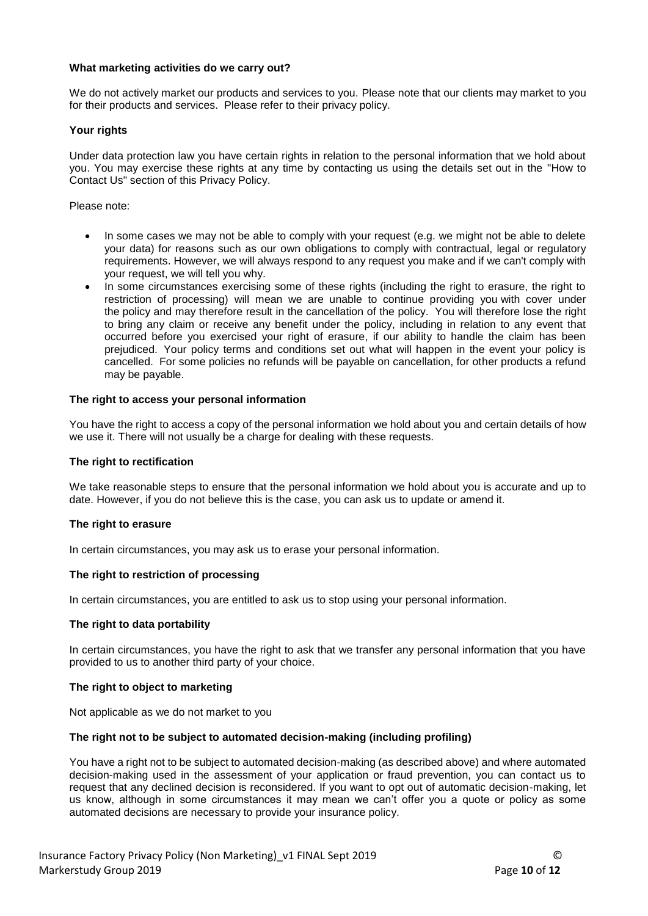**What marketing activities do we carry out?**

We do not actively market our products and services to you. Please note that our clients may market to you for their products and services. Please refer to their privacy policy.

**Your rights**

Under data protection law you have certain rights in relation to the personal information that we hold about you. You may exercise these rights at any time by contacting us using the details set out in the "How to Contact Us" section of this Privacy Policy.

Please note:

- In some cases we may not be able to comply with your request (e.g. we might not be able to delete your data) for reasons such as our own obligations to comply with contractual, legal or regulatory requirements. However, we will always respond to any request you make and if we can't comply with your request, we will tell you why.
- In some circumstances exercising some of these rights (including the right to erasure, the right to restriction of processing) will mean we are unable to continue providing you with cover under the policy and may therefore result in the cancellation of the policy. You will therefore lose the right to bring any claim or receive any benefit under the policy, including in relation to any event that occurred before you exercised your right of erasure, if our ability to handle the claim has been prejudiced. Your policy terms and conditions set out what will happen in the event your policy is cancelled. For some policies no refunds will be payable on cancellation, for other products a refund may be payable.

**The right to access your personal information**

You have the right to access a copy of the personal information we hold about you and certain details of how we use it. There will not usually be a charge for dealing with these requests.

**The right to rectification**

We take reasonable steps to ensure that the personal information we hold about you is accurate and up to date. However, if you do not believe this is the case, you can ask us to update or amend it.

**The right to erasure**

In certain circumstances, you may ask us to erase your personal information.

**The right to restriction of processing**

In certain circumstances, you are entitled to ask us to stop using your personal information.

**The right to data portability**

In certain circumstances, you have the right to ask that we transfer any personal information that you have provided to us to another third party of your choice.

**The right to object to marketing**

Not applicable as we do not market to you

**The right not to be subject to automated decision-making (including profiling)**

You have a right not to be subject to automated decision-making (as described above) and where automated decision-making used in the assessment of your application or fraud prevention, you can contact us to request that any declined decision is reconsidered. If you want to opt out of automatic decision-making, let us know, although in some circumstances it may mean we can't offer you a quote or policy as some automated decisions are necessary to provide your insurance policy.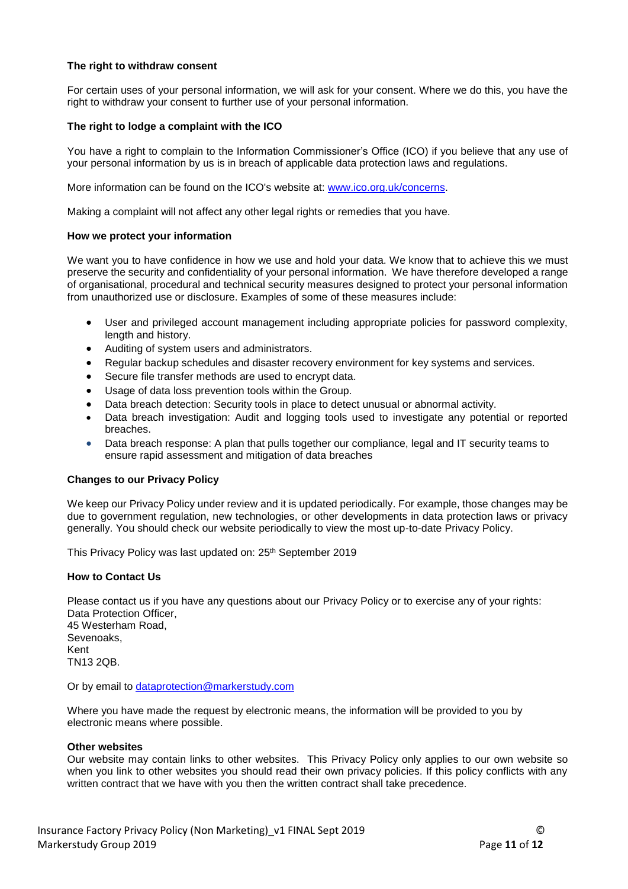**The right to withdraw consent**

For certain uses of your personal information, we will ask for your consent. Where we do this, you have the right to withdraw your consent to further use of your personal information.

**The right to lodge a complaint with the ICO**

You have a right to complain to the Information Commissioner's Office (ICO) if you believe that any use of your personal information by us is in breach of applicable data protection laws and regulations.

More information can be found on the ICO's website at: [www.ico.org.uk/concerns](http://www.ico.org.uk/concerns).

Making a complaint will not affect any other legal rights or remedies that you have.

**How we protect your information**

We want you to have confidence in how we use and hold your data. We know that to achieve this we must preserve the security and confidentiality of your personal information. We have therefore developed a range of organisational, procedural and technical security measures designed to protect your personal information from unauthorized use or disclosure. Examples of some of these measures include:

- User and privileged account management including appropriate policies for password complexity, length and history.
- Auditing of system users and administrators.
- Regular backup schedules and disaster recovery environment for key systems and services.
- Secure file transfer methods are used to encrypt data.
- Usage of data loss prevention tools within the Group.
- Data breach detection: Security tools in place to detect unusual or abnormal activity.
- Data breach investigation: Audit and logging tools used to investigate any potential or reported breaches.
- Data breach response: A plan that pulls together our compliance, legal and IT security teams to ensure rapid assessment and mitigation of data breaches

**Changes to our Privacy Policy**

We keep our Privacy Policy under review and it is updated periodically. For example, those changes may be due to government regulation, new technologies, or other developments in data protection laws or privacy generally. You should check our website periodically to view the most up-to-date Privacy Policy.

This Privacy Policy was last updated on: 25th September 2019

**How to Contact Us**

Please contact us if you have any questions about our Privacy Policy or to exercise any of your rights:
Data Protection Officer,
45 Westerham Road,
Sevenoaks,
Kent
TN13 2QB.

Or by email to [dataprotection@markerstudy.com](mailto:dataprotection@markerstudy.com)

Where you have made the request by electronic means, the information will be provided to you by electronic means where possible.

**Other websites**
Our website may contain links to other websites. This Privacy Policy only applies to our own website so when you link to other websites you should read their own privacy policies. If this policy conflicts with any written contract that we have with you then the written contract shall take precedence.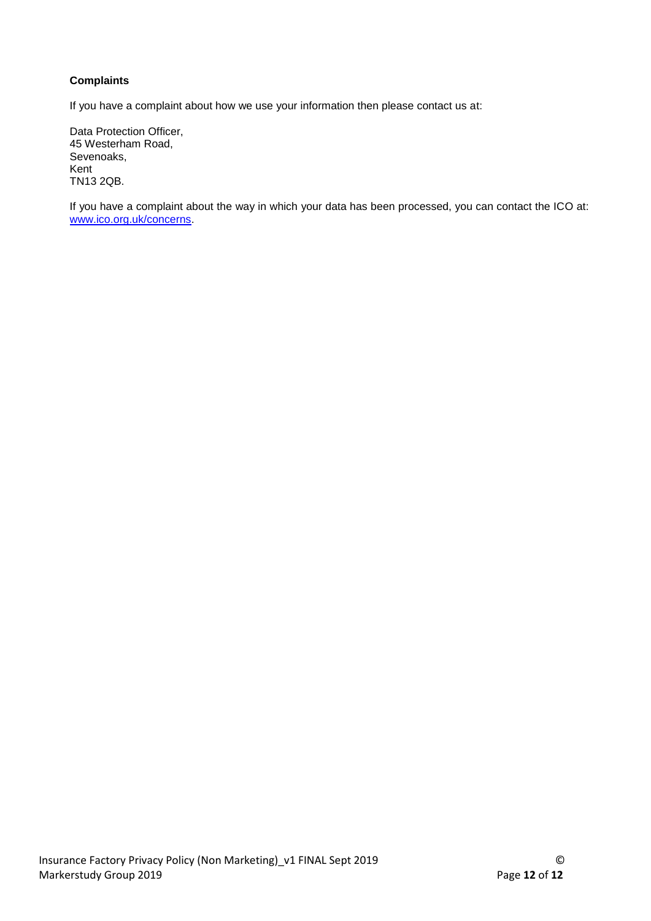**Complaints**

If you have a complaint about how we use your information then please contact us at:

Data Protection Officer,  
45 Westerham Road,  
Sevenoaks,  
Kent  
TN13 2QB.

If you have a complaint about the way in which your data has been processed, you can contact the ICO at: www.ico.org.uk/concerns.